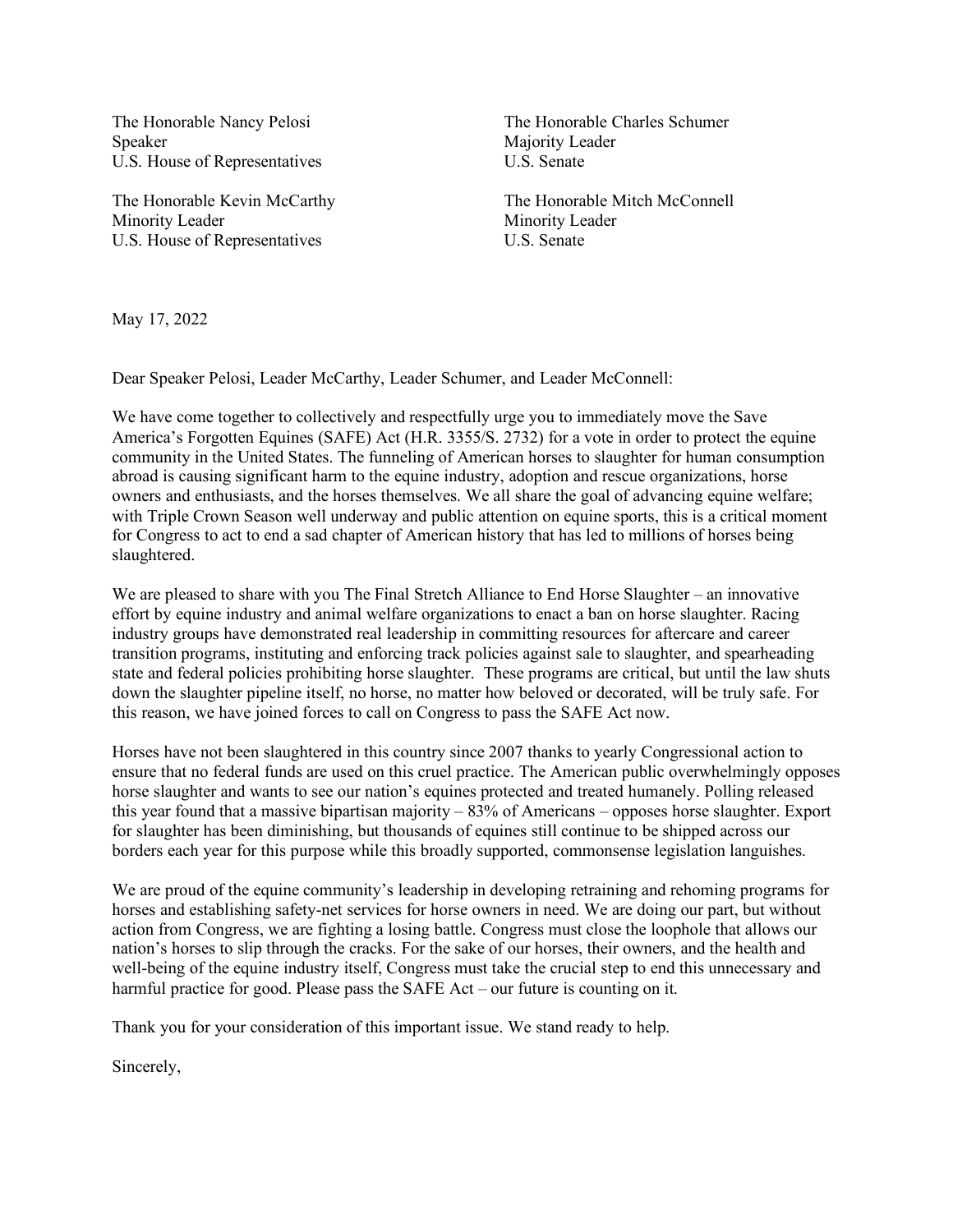The Honorable Nancy Pelosi
Speaker
U.S. House of Representatives

The Honorable Charles Schumer
Majority Leader
U.S. Senate

The Honorable Kevin McCarthy
Minority Leader
U.S. House of Representatives

The Honorable Mitch McConnell
Minority Leader
U.S. Senate

May 17, 2022

Dear Speaker Pelosi, Leader McCarthy, Leader Schumer, and Leader McConnell:

We have come together to collectively and respectfully urge you to immediately move the Save America's Forgotten Equines (SAFE) Act (H.R. 3355/S. 2732) for a vote in order to protect the equine community in the United States. The funneling of American horses to slaughter for human consumption abroad is causing significant harm to the equine industry, adoption and rescue organizations, horse owners and enthusiasts, and the horses themselves. We all share the goal of advancing equine welfare; with Triple Crown Season well underway and public attention on equine sports, this is a critical moment for Congress to act to end a sad chapter of American history that has led to millions of horses being slaughtered.

We are pleased to share with you The Final Stretch Alliance to End Horse Slaughter – an innovative effort by equine industry and animal welfare organizations to enact a ban on horse slaughter. Racing industry groups have demonstrated real leadership in committing resources for aftercare and career transition programs, instituting and enforcing track policies against sale to slaughter, and spearheading state and federal policies prohibiting horse slaughter. These programs are critical, but until the law shuts down the slaughter pipeline itself, no horse, no matter how beloved or decorated, will be truly safe. For this reason, we have joined forces to call on Congress to pass the SAFE Act now.

Horses have not been slaughtered in this country since 2007 thanks to yearly Congressional action to ensure that no federal funds are used on this cruel practice. The American public overwhelmingly opposes horse slaughter and wants to see our nation's equines protected and treated humanely. Polling released this year found that a massive bipartisan majority – 83% of Americans – opposes horse slaughter. Export for slaughter has been diminishing, but thousands of equines still continue to be shipped across our borders each year for this purpose while this broadly supported, commonsense legislation languishes.

We are proud of the equine community's leadership in developing retraining and rehoming programs for horses and establishing safety-net services for horse owners in need. We are doing our part, but without action from Congress, we are fighting a losing battle. Congress must close the loophole that allows our nation's horses to slip through the cracks. For the sake of our horses, their owners, and the health and well-being of the equine industry itself, Congress must take the crucial step to end this unnecessary and harmful practice for good. Please pass the SAFE Act – our future is counting on it.

Thank you for your consideration of this important issue. We stand ready to help.

Sincerely,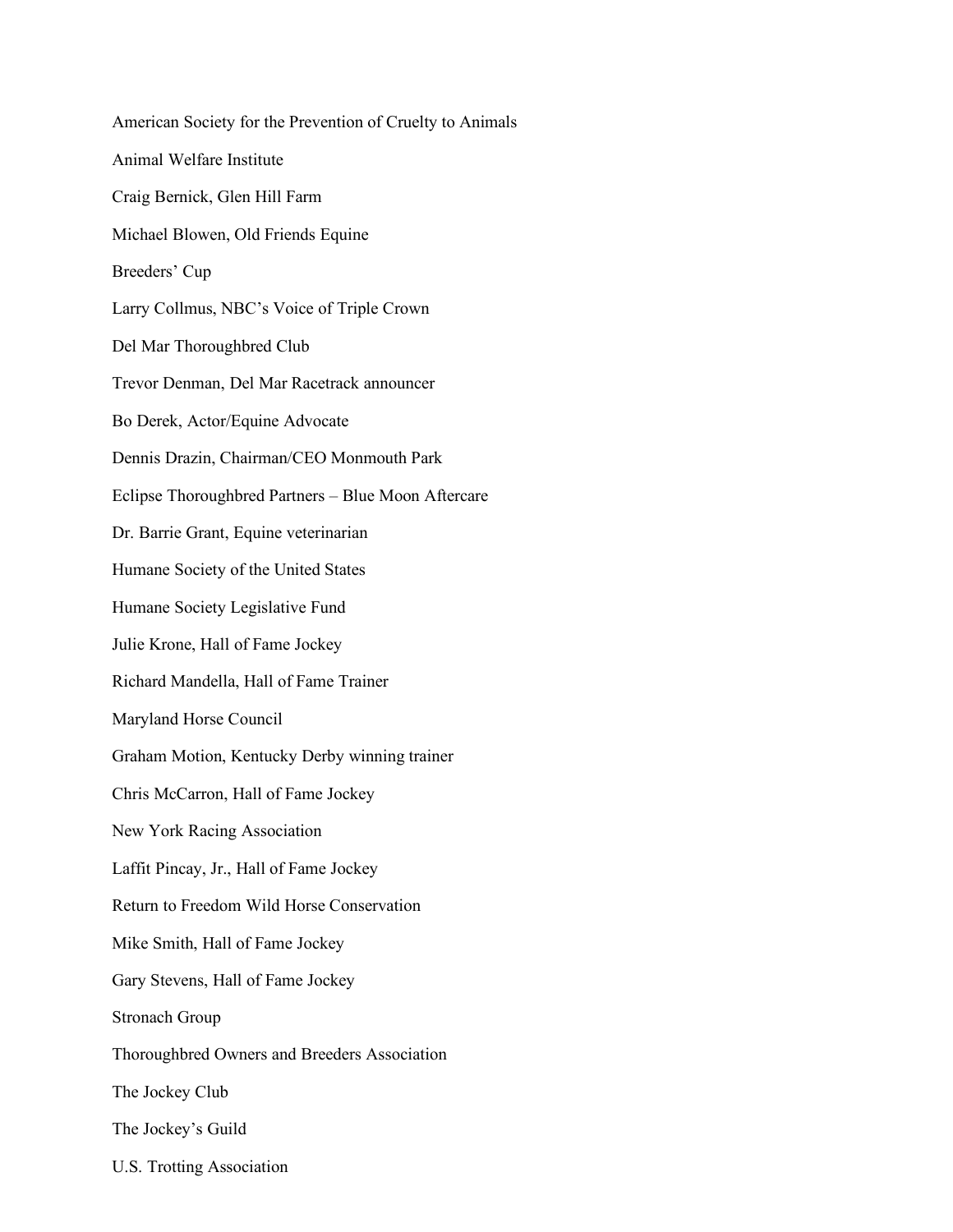American Society for the Prevention of Cruelty to Animals

Animal Welfare Institute

Craig Bernick, Glen Hill Farm

Michael Blowen, Old Friends Equine

Breeders' Cup

Larry Collmus, NBC's Voice of Triple Crown

Del Mar Thoroughbred Club

Trevor Denman, Del Mar Racetrack announcer

Bo Derek, Actor/Equine Advocate

Dennis Drazin, Chairman/CEO Monmouth Park

Eclipse Thoroughbred Partners – Blue Moon Aftercare

Dr. Barrie Grant, Equine veterinarian

Humane Society of the United States

Humane Society Legislative Fund

Julie Krone, Hall of Fame Jockey

Richard Mandella, Hall of Fame Trainer

Maryland Horse Council

Graham Motion, Kentucky Derby winning trainer

Chris McCarron, Hall of Fame Jockey

New York Racing Association

Laffit Pincay, Jr., Hall of Fame Jockey

Return to Freedom Wild Horse Conservation

Mike Smith, Hall of Fame Jockey

Gary Stevens, Hall of Fame Jockey

Stronach Group

Thoroughbred Owners and Breeders Association

The Jockey Club

The Jockey's Guild

U.S. Trotting Association